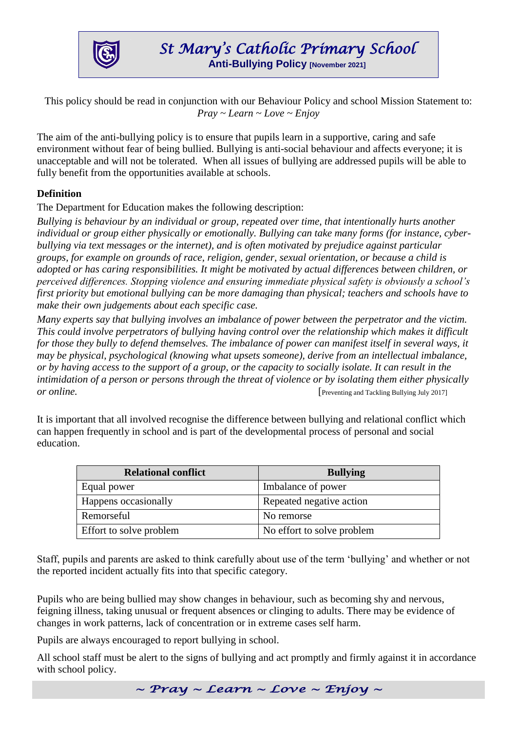# St Mary's Catholic Primary School

## Anti-Bullying Policy [November 2021]

This policy should be read in conjunction with our Behaviour Policy and school Mission Statement to: *Pray ~ Learn ~ Love ~ Enjoy*

The aim of the anti-bullying policy is to ensure that pupils learn in a supportive, caring and safe environment without fear of being bullied. Bullying is anti-social behaviour and affects everyone; it is unacceptable and will not be tolerated. When all issues of bullying are addressed pupils will be able to fully benefit from the opportunities available at schools.

### Definition

The Department for Education makes the following description:

*Bullying is behaviour by an individual or group, repeated over time, that intentionally hurts another individual or group either physically or emotionally. Bullying can take many forms (for instance, cyber-bullying via text messages or the internet), and is often motivated by prejudice against particular groups, for example on grounds of race, religion, gender, sexual orientation, or because a child is adopted or has caring responsibilities. It might be motivated by actual differences between children, or perceived differences. Stopping violence and ensuring immediate physical safety is obviously a school's first priority but emotional bullying can be more damaging than physical; teachers and schools have to make their own judgements about each specific case.*

*Many experts say that bullying involves an imbalance of power between the perpetrator and the victim. This could involve perpetrators of bullying having control over the relationship which makes it difficult for those they bully to defend themselves. The imbalance of power can manifest itself in several ways, it may be physical, psychological (knowing what upsets someone), derive from an intellectual imbalance, or by having access to the support of a group, or the capacity to socially isolate. It can result in the intimidation of a person or persons through the threat of violence or by isolating them either physically or online.* [Preventing and Tackling Bullying July 2017]

It is important that all involved recognise the difference between bullying and relational conflict which can happen frequently in school and is part of the developmental process of personal and social education.

| Relational conflict | Bullying |
|---|---|
| Equal power | Imbalance of power |
| Happens occasionally | Repeated negative action |
| Remorseful | No remorse |
| Effort to solve problem | No effort to solve problem |

Staff, pupils and parents are asked to think carefully about use of the term 'bullying' and whether or not the reported incident actually fits into that specific category.

Pupils who are being bullied may show changes in behaviour, such as becoming shy and nervous, feigning illness, taking unusual or frequent absences or clinging to adults. There may be evidence of changes in work patterns, lack of concentration or in extreme cases self harm.

Pupils are always encouraged to report bullying in school.

All school staff must be alert to the signs of bullying and act promptly and firmly against it in accordance with school policy.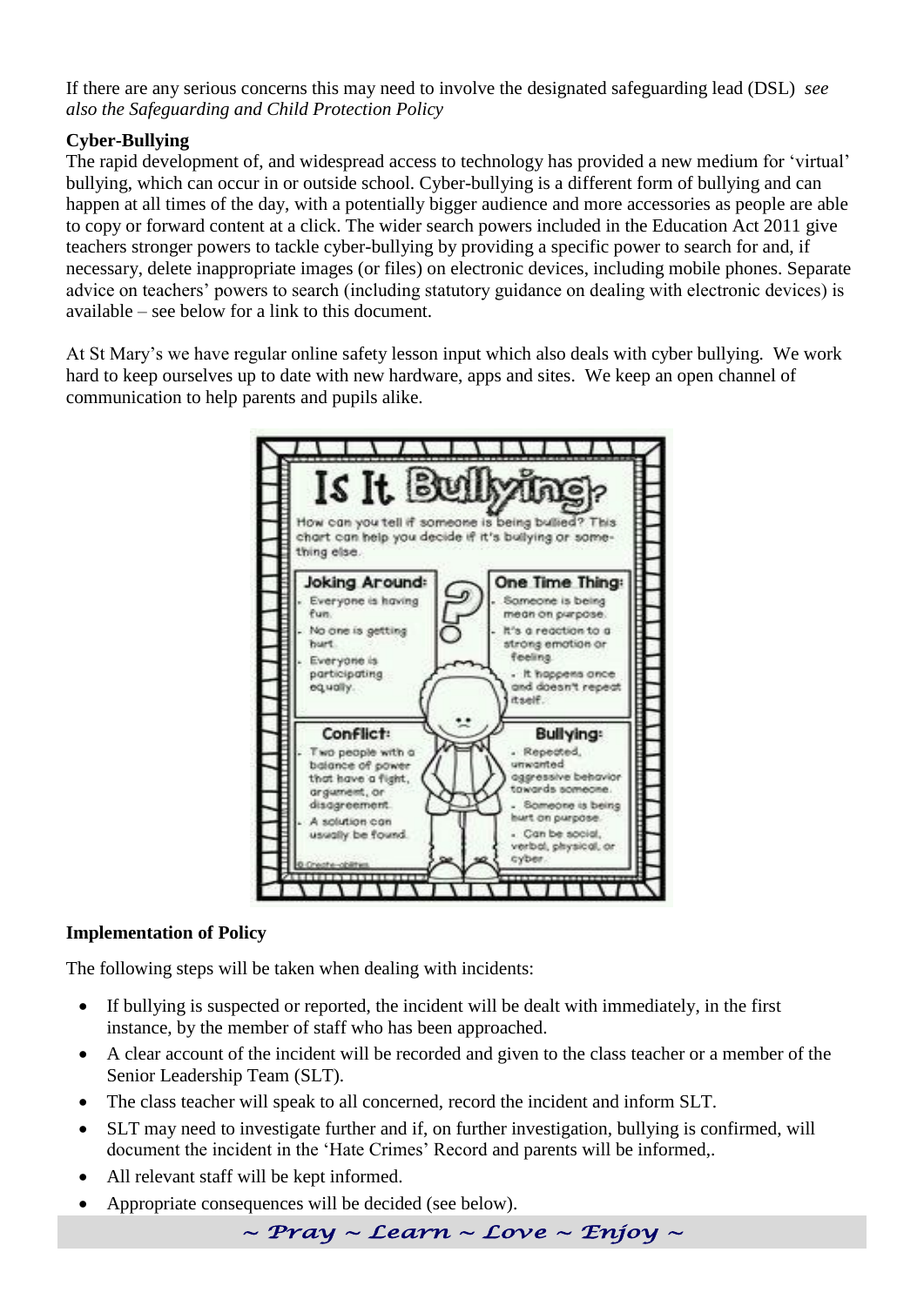If there are any serious concerns this may need to involve the designated safeguarding lead (DSL) *see also the Safeguarding and Child Protection Policy*

**Cyber-Bullying**

The rapid development of, and widespread access to technology has provided a new medium for 'virtual' bullying, which can occur in or outside school. Cyber-bullying is a different form of bullying and can happen at all times of the day, with a potentially bigger audience and more accessories as people are able to copy or forward content at a click. The wider search powers included in the Education Act 2011 give teachers stronger powers to tackle cyber-bullying by providing a specific power to search for and, if necessary, delete inappropriate images (or files) on electronic devices, including mobile phones. Separate advice on teachers' powers to search (including statutory guidance on dealing with electronic devices) is available – see below for a link to this document.

At St Mary's we have regular online safety lesson input which also deals with cyber bullying. We work hard to keep ourselves up to date with new hardware, apps and sites. We keep an open channel of communication to help parents and pupils alike.

**Is It Bullying?**

How can you tell if someone is being bullied? This chart can help you decide if it's bullying or something else.

**Joking Around:**
- Everyone is having fun.
- No one is getting hurt.
- Everyone is participating equally.

**One Time Thing:**
- Someone is being mean on purpose.
- It's a reaction to a strong emotion or feeling.
- It happens once and doesn't repeat itself.

**Conflict:**
- Two people with a balance of power that have a fight, argument, or disagreement.
- A solution can usually be found.

**Bullying:**
- Repeated, unwanted aggressive behavior towards someone.
- Someone is being hurt on purpose.
- Can be social, verbal, physical, or cyber.

© Create-abilities

**Implementation of Policy**

The following steps will be taken when dealing with incidents:

- If bullying is suspected or reported, the incident will be dealt with immediately, in the first instance, by the member of staff who has been approached.
- A clear account of the incident will be recorded and given to the class teacher or a member of the Senior Leadership Team (SLT).
- The class teacher will speak to all concerned, record the incident and inform SLT.
- SLT may need to investigate further and if, on further investigation, bullying is confirmed, will document the incident in the 'Hate Crimes' Record and parents will be informed,.
- All relevant staff will be kept informed.
- Appropriate consequences will be decided (see below).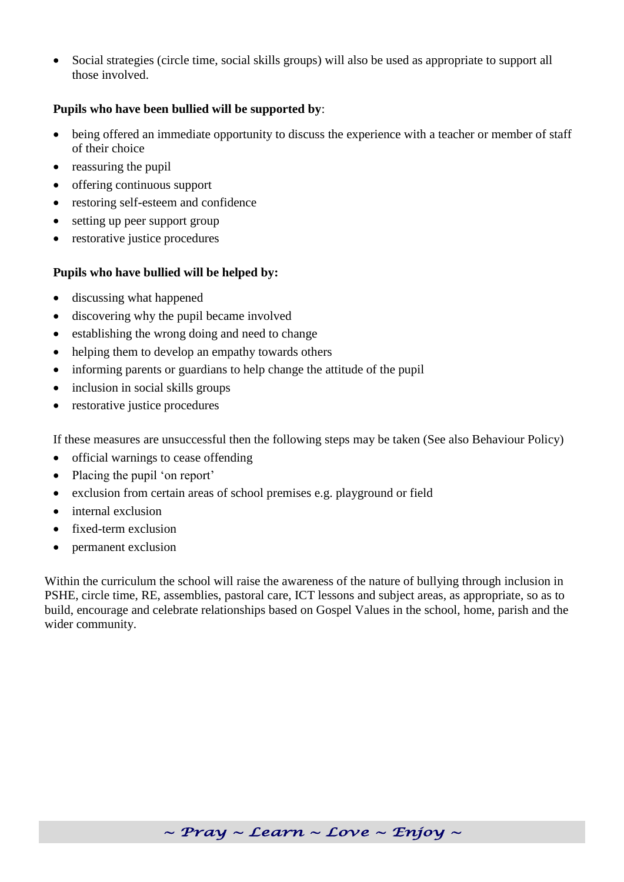- Social strategies (circle time, social skills groups) will also be used as appropriate to support all those involved.

**Pupils who have been bullied will be supported by**:

- being offered an immediate opportunity to discuss the experience with a teacher or member of staff of their choice
- reassuring the pupil
- offering continuous support
- restoring self-esteem and confidence
- setting up peer support group
- restorative justice procedures

**Pupils who have bullied will be helped by:**

- discussing what happened
- discovering why the pupil became involved
- establishing the wrong doing and need to change
- helping them to develop an empathy towards others
- informing parents or guardians to help change the attitude of the pupil
- inclusion in social skills groups
- restorative justice procedures

If these measures are unsuccessful then the following steps may be taken (See also Behaviour Policy)

- official warnings to cease offending
- Placing the pupil 'on report'
- exclusion from certain areas of school premises e.g. playground or field
- internal exclusion
- fixed-term exclusion
- permanent exclusion

Within the curriculum the school will raise the awareness of the nature of bullying through inclusion in PSHE, circle time, RE, assemblies, pastoral care, ICT lessons and subject areas, as appropriate, so as to build, encourage and celebrate relationships based on Gospel Values in the school, home, parish and the wider community.